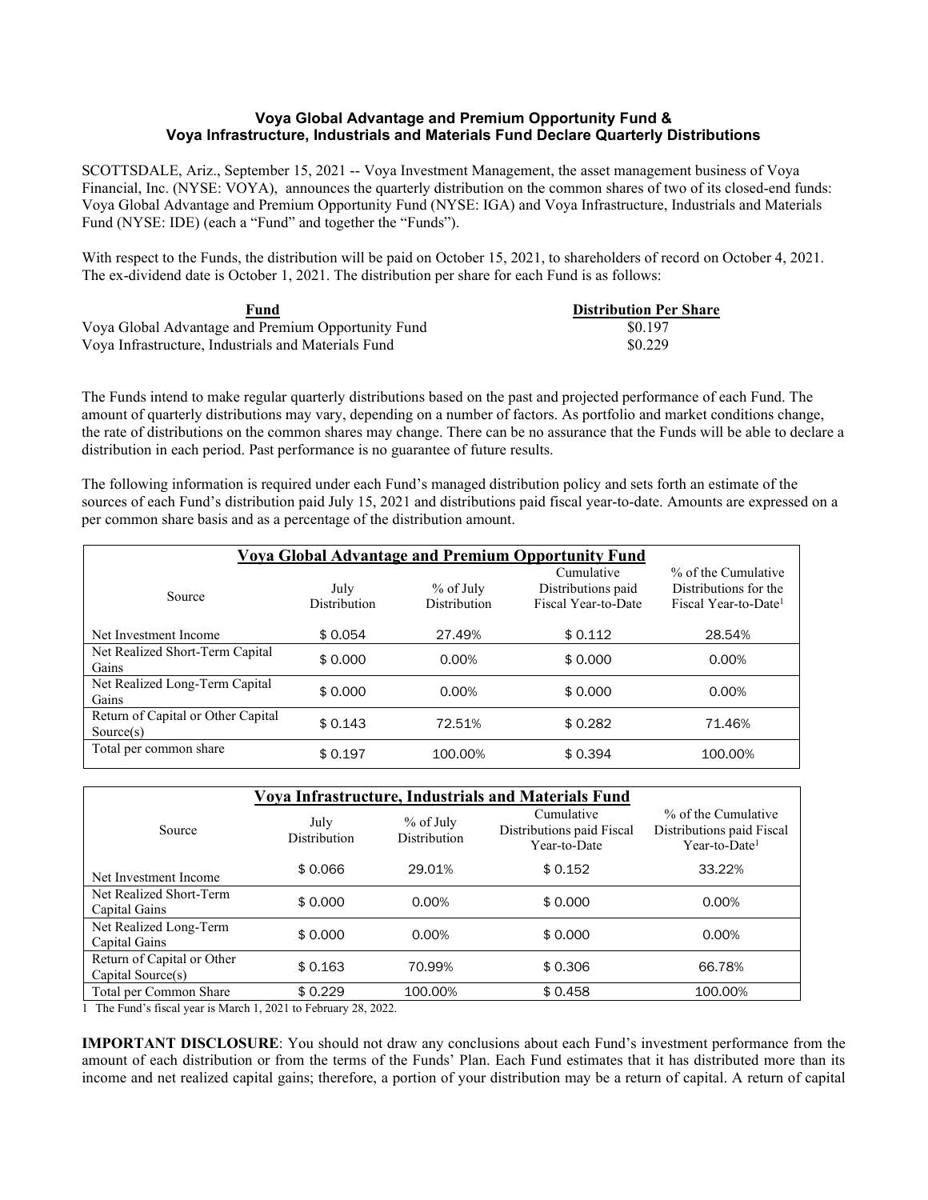# Voya Global Advantage and Premium Opportunity Fund & Voya Infrastructure, Industrials and Materials Fund Declare Quarterly Distributions

SCOTTSDALE, Ariz., September 15, 2021 -- Voya Investment Management, the asset management business of Voya Financial, Inc. (NYSE: VOYA), announces the quarterly distribution on the common shares of two of its closed-end funds: Voya Global Advantage and Premium Opportunity Fund (NYSE: IGA) and Voya Infrastructure, Industrials and Materials Fund (NYSE: IDE) (each a "Fund" and together the "Funds").

With respect to the Funds, the distribution will be paid on October 15, 2021, to shareholders of record on October 4, 2021. The ex-dividend date is October 1, 2021. The distribution per share for each Fund is as follows:

| Fund | Distribution Per Share |
|---|---|
| Voya Global Advantage and Premium Opportunity Fund | $0.197 |
| Voya Infrastructure, Industrials and Materials Fund | $0.229 |

The Funds intend to make regular quarterly distributions based on the past and projected performance of each Fund. The amount of quarterly distributions may vary, depending on a number of factors. As portfolio and market conditions change, the rate of distributions on the common shares may change. There can be no assurance that the Funds will be able to declare a distribution in each period. Past performance is no guarantee of future results.

The following information is required under each Fund's managed distribution policy and sets forth an estimate of the sources of each Fund's distribution paid July 15, 2021 and distributions paid fiscal year-to-date. Amounts are expressed on a per common share basis and as a percentage of the distribution amount.

**Voya Global Advantage and Premium Opportunity Fund**

| Source | July Distribution | % of July Distribution | Cumulative Distributions paid Fiscal Year-to-Date | % of the Cumulative Distributions for the Fiscal Year-to-Date[1] |
|---|---|---|---|---|
| Net Investment Income | $ 0.054 | 27.49% | $ 0.112 | 28.54% |
| Net Realized Short-Term Capital Gains | $ 0.000 | 0.00% | $ 0.000 | 0.00% |
| Net Realized Long-Term Capital Gains | $ 0.000 | 0.00% | $ 0.000 | 0.00% |
| Return of Capital or Other Capital Source(s) | $ 0.143 | 72.51% | $ 0.282 | 71.46% |
| Total per common share | $ 0.197 | 100.00% | $ 0.394 | 100.00% |

**Voya Infrastructure, Industrials and Materials Fund**

| Source | July Distribution | % of July Distribution | Cumulative Distributions paid Fiscal Year-to-Date | % of the Cumulative Distributions paid Fiscal Year-to-Date[1] |
|---|---|---|---|---|
| Net Investment Income | $ 0.066 | 29.01% | $ 0.152 | 33.22% |
| Net Realized Short-Term Capital Gains | $ 0.000 | 0.00% | $ 0.000 | 0.00% |
| Net Realized Long-Term Capital Gains | $ 0.000 | 0.00% | $ 0.000 | 0.00% |
| Return of Capital or Other Capital Source(s) | $ 0.163 | 70.99% | $ 0.306 | 66.78% |
| Total per Common Share | $ 0.229 | 100.00% | $ 0.458 | 100.00% |

1 The Fund's fiscal year is March 1, 2021 to February 28, 2022.

**IMPORTANT DISCLOSURE**: You should not draw any conclusions about each Fund's investment performance from the amount of each distribution or from the terms of the Funds' Plan. Each Fund estimates that it has distributed more than its income and net realized capital gains; therefore, a portion of your distribution may be a return of capital. A return of capital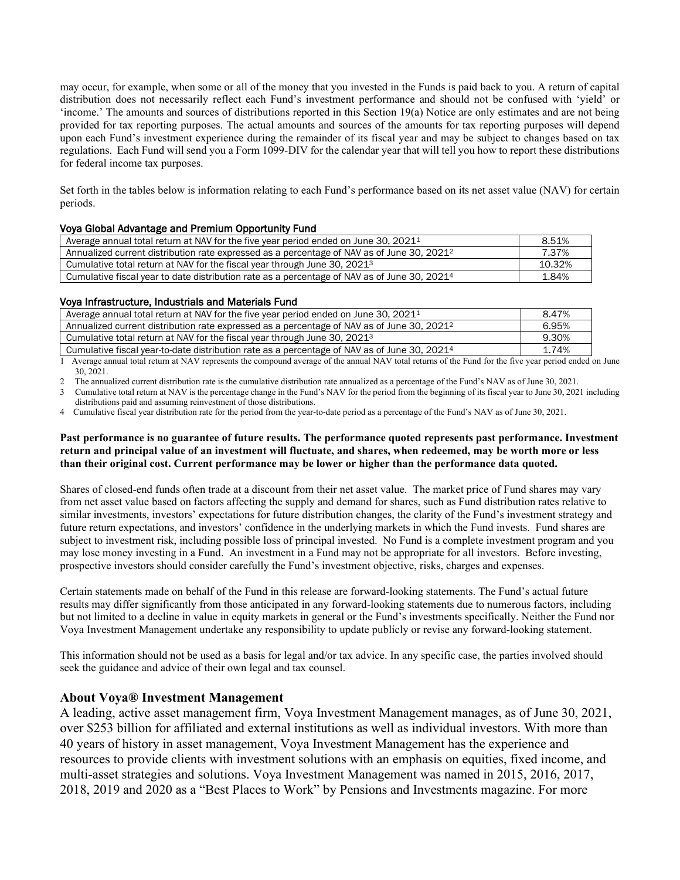may occur, for example, when some or all of the money that you invested in the Funds is paid back to you. A return of capital distribution does not necessarily reflect each Fund's investment performance and should not be confused with 'yield' or 'income.' The amounts and sources of distributions reported in this Section 19(a) Notice are only estimates and are not being provided for tax reporting purposes. The actual amounts and sources of the amounts for tax reporting purposes will depend upon each Fund's investment experience during the remainder of its fiscal year and may be subject to changes based on tax regulations. Each Fund will send you a Form 1099-DIV for the calendar year that will tell you how to report these distributions for federal income tax purposes.

Set forth in the tables below is information relating to each Fund's performance based on its net asset value (NAV) for certain periods.

**Voya Global Advantage and Premium Opportunity Fund**

| | |
|---|---|
| Average annual total return at NAV for the five year period ended on June 30, 2021[1] | 8.51% |
| Annualized current distribution rate expressed as a percentage of NAV as of June 30, 2021[2] | 7.37% |
| Cumulative total return at NAV for the fiscal year through June 30, 2021[3] | 10.32% |
| Cumulative fiscal year to date distribution rate as a percentage of NAV as of June 30, 2021[4] | 1.84% |

**Voya Infrastructure, Industrials and Materials Fund**

| | |
|---|---|
| Average annual total return at NAV for the five year period ended on June 30, 2021[1] | 8.47% |
| Annualized current distribution rate expressed as a percentage of NAV as of June 30, 2021[2] | 6.95% |
| Cumulative total return at NAV for the fiscal year through June 30, 2021[3] | 9.30% |
| Cumulative fiscal year-to-date distribution rate as a percentage of NAV as of June 30, 2021[4] | 1.74% |

1 Average annual total return at NAV represents the compound average of the annual NAV total returns of the Fund for the five year period ended on June 30, 2021.

2 The annualized current distribution rate is the cumulative distribution rate annualized as a percentage of the Fund's NAV as of June 30, 2021.

3 Cumulative total return at NAV is the percentage change in the Fund's NAV for the period from the beginning of its fiscal year to June 30, 2021 including distributions paid and assuming reinvestment of those distributions.

4 Cumulative fiscal year distribution rate for the period from the year-to-date period as a percentage of the Fund's NAV as of June 30, 2021.

**Past performance is no guarantee of future results. The performance quoted represents past performance. Investment return and principal value of an investment will fluctuate, and shares, when redeemed, may be worth more or less than their original cost. Current performance may be lower or higher than the performance data quoted.**

Shares of closed-end funds often trade at a discount from their net asset value. The market price of Fund shares may vary from net asset value based on factors affecting the supply and demand for shares, such as Fund distribution rates relative to similar investments, investors' expectations for future distribution changes, the clarity of the Fund's investment strategy and future return expectations, and investors' confidence in the underlying markets in which the Fund invests. Fund shares are subject to investment risk, including possible loss of principal invested. No Fund is a complete investment program and you may lose money investing in a Fund. An investment in a Fund may not be appropriate for all investors. Before investing, prospective investors should consider carefully the Fund's investment objective, risks, charges and expenses.

Certain statements made on behalf of the Fund in this release are forward-looking statements. The Fund's actual future results may differ significantly from those anticipated in any forward-looking statements due to numerous factors, including but not limited to a decline in value in equity markets in general or the Fund's investments specifically. Neither the Fund nor Voya Investment Management undertake any responsibility to update publicly or revise any forward-looking statement.

This information should not be used as a basis for legal and/or tax advice. In any specific case, the parties involved should seek the guidance and advice of their own legal and tax counsel.

## About Voya® Investment Management

A leading, active asset management firm, Voya Investment Management manages, as of June 30, 2021, over $253 billion for affiliated and external institutions as well as individual investors. With more than 40 years of history in asset management, Voya Investment Management has the experience and resources to provide clients with investment solutions with an emphasis on equities, fixed income, and multi-asset strategies and solutions. Voya Investment Management was named in 2015, 2016, 2017, 2018, 2019 and 2020 as a "Best Places to Work" by Pensions and Investments magazine. For more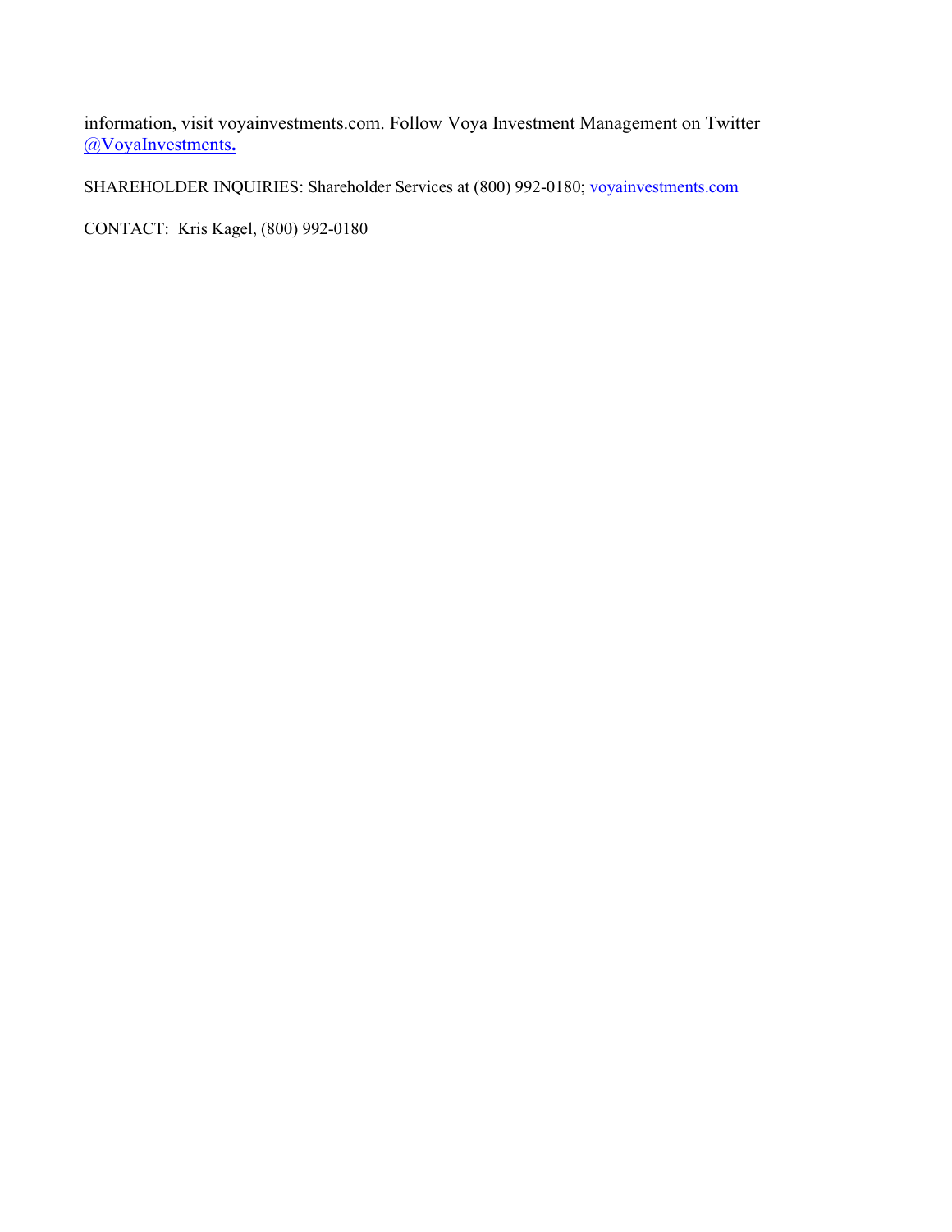information, visit voyainvestments.com. Follow Voya Investment Management on Twitter @VoyaInvestments.

SHAREHOLDER INQUIRIES: Shareholder Services at (800) 992-0180; voyainvestments.com

CONTACT: Kris Kagel, (800) 992-0180